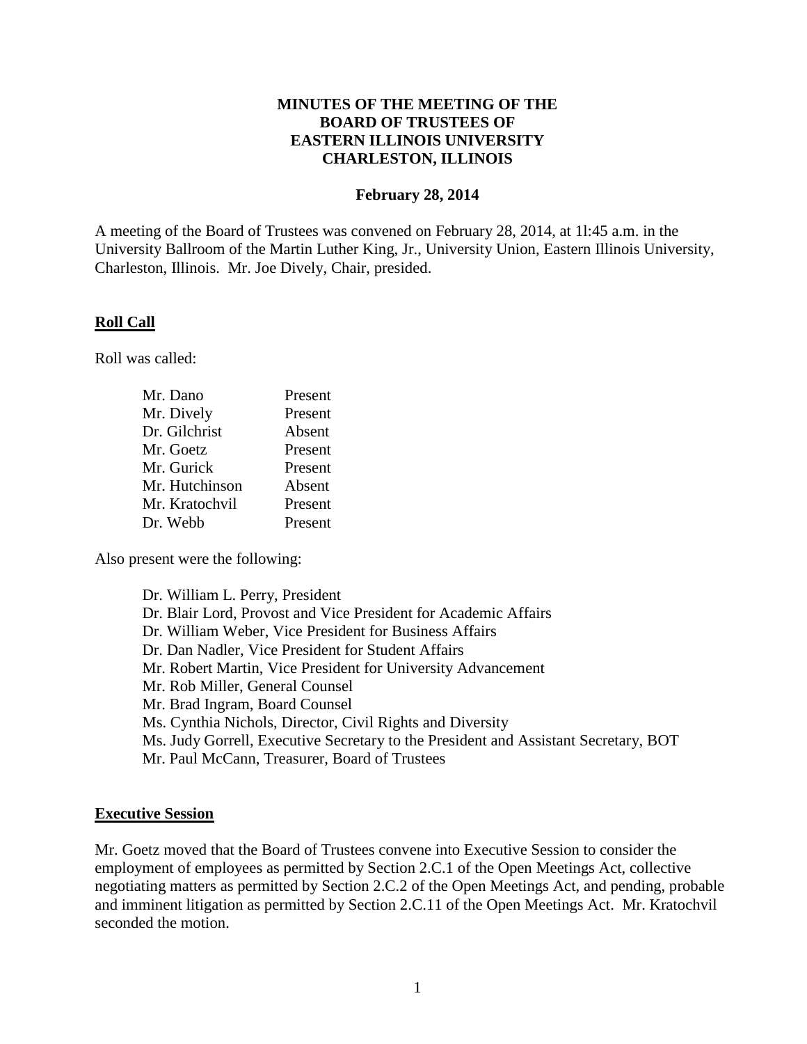**MINUTES OF THE MEETING OF THE**
**BOARD OF TRUSTEES OF**
**EASTERN ILLINOIS UNIVERSITY**
**CHARLESTON, ILLINOIS**

**February 28, 2014**

A meeting of the Board of Trustees was convened on February 28, 2014, at 1l:45 a.m. in the University Ballroom of the Martin Luther King, Jr., University Union, Eastern Illinois University, Charleston, Illinois. Mr. Joe Dively, Chair, presided.

## Roll Call

Roll was called:

| | |
|---|---|
| Mr. Dano | Present |
| Mr. Dively | Present |
| Dr. Gilchrist | Absent |
| Mr. Goetz | Present |
| Mr. Gurick | Present |
| Mr. Hutchinson | Absent |
| Mr. Kratochvil | Present |
| Dr. Webb | Present |

Also present were the following:

Dr. William L. Perry, President
Dr. Blair Lord, Provost and Vice President for Academic Affairs
Dr. William Weber, Vice President for Business Affairs
Dr. Dan Nadler, Vice President for Student Affairs
Mr. Robert Martin, Vice President for University Advancement
Mr. Rob Miller, General Counsel
Mr. Brad Ingram, Board Counsel
Ms. Cynthia Nichols, Director, Civil Rights and Diversity
Ms. Judy Gorrell, Executive Secretary to the President and Assistant Secretary, BOT
Mr. Paul McCann, Treasurer, Board of Trustees

## Executive Session

Mr. Goetz moved that the Board of Trustees convene into Executive Session to consider the employment of employees as permitted by Section 2.C.1 of the Open Meetings Act, collective negotiating matters as permitted by Section 2.C.2 of the Open Meetings Act, and pending, probable and imminent litigation as permitted by Section 2.C.11 of the Open Meetings Act. Mr. Kratochvil seconded the motion.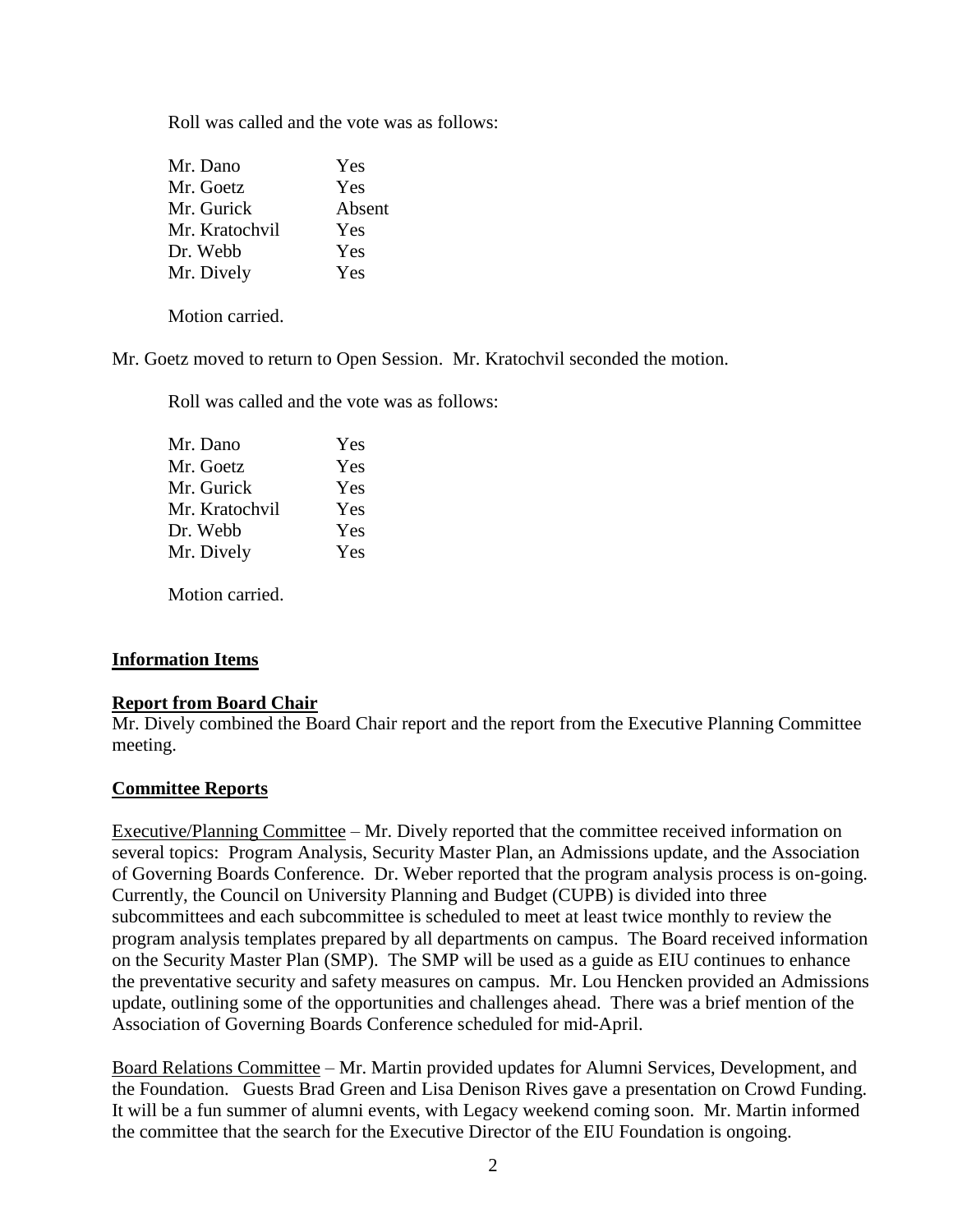Roll was called and the vote was as follows:

| | |
|---|---|
| Mr. Dano | Yes |
| Mr. Goetz | Yes |
| Mr. Gurick | Absent |
| Mr. Kratochvil | Yes |
| Dr. Webb | Yes |
| Mr. Dively | Yes |

Motion carried.

Mr. Goetz moved to return to Open Session. Mr. Kratochvil seconded the motion.

Roll was called and the vote was as follows:

| | |
|---|---|
| Mr. Dano | Yes |
| Mr. Goetz | Yes |
| Mr. Gurick | Yes |
| Mr. Kratochvil | Yes |
| Dr. Webb | Yes |
| Mr. Dively | Yes |

Motion carried.

## Information Items

### Report from Board Chair

Mr. Dively combined the Board Chair report and the report from the Executive Planning Committee meeting.

### Committee Reports

Executive/Planning Committee – Mr. Dively reported that the committee received information on several topics: Program Analysis, Security Master Plan, an Admissions update, and the Association of Governing Boards Conference. Dr. Weber reported that the program analysis process is on-going. Currently, the Council on University Planning and Budget (CUPB) is divided into three subcommittees and each subcommittee is scheduled to meet at least twice monthly to review the program analysis templates prepared by all departments on campus. The Board received information on the Security Master Plan (SMP). The SMP will be used as a guide as EIU continues to enhance the preventative security and safety measures on campus. Mr. Lou Hencken provided an Admissions update, outlining some of the opportunities and challenges ahead. There was a brief mention of the Association of Governing Boards Conference scheduled for mid-April.

Board Relations Committee – Mr. Martin provided updates for Alumni Services, Development, and the Foundation. Guests Brad Green and Lisa Denison Rives gave a presentation on Crowd Funding. It will be a fun summer of alumni events, with Legacy weekend coming soon. Mr. Martin informed the committee that the search for the Executive Director of the EIU Foundation is ongoing.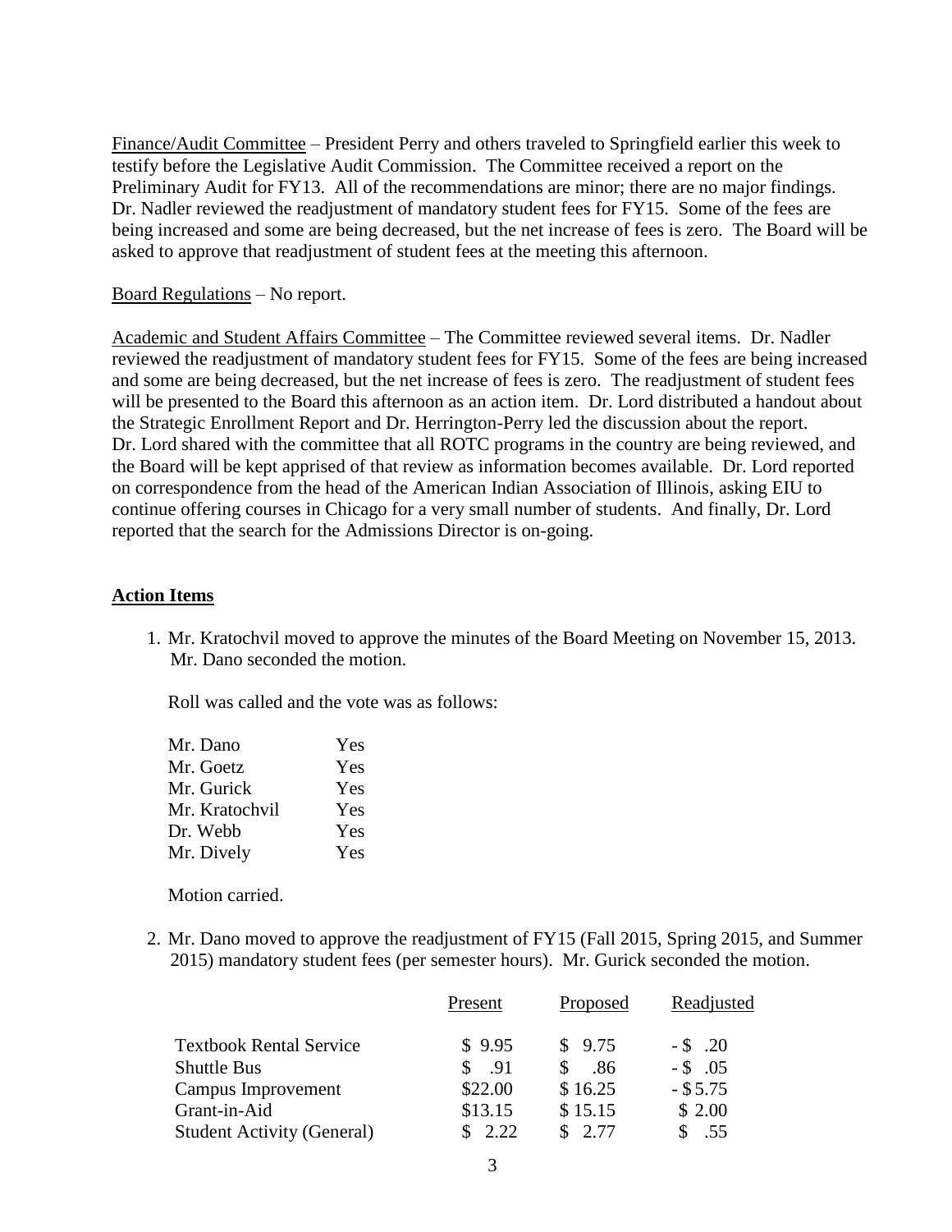Finance/Audit Committee – President Perry and others traveled to Springfield earlier this week to testify before the Legislative Audit Commission. The Committee received a report on the Preliminary Audit for FY13. All of the recommendations are minor; there are no major findings. Dr. Nadler reviewed the readjustment of mandatory student fees for FY15. Some of the fees are being increased and some are being decreased, but the net increase of fees is zero. The Board will be asked to approve that readjustment of student fees at the meeting this afternoon.

Board Regulations – No report.

Academic and Student Affairs Committee – The Committee reviewed several items. Dr. Nadler reviewed the readjustment of mandatory student fees for FY15. Some of the fees are being increased and some are being decreased, but the net increase of fees is zero. The readjustment of student fees will be presented to the Board this afternoon as an action item. Dr. Lord distributed a handout about the Strategic Enrollment Report and Dr. Herrington-Perry led the discussion about the report. Dr. Lord shared with the committee that all ROTC programs in the country are being reviewed, and the Board will be kept apprised of that review as information becomes available. Dr. Lord reported on correspondence from the head of the American Indian Association of Illinois, asking EIU to continue offering courses in Chicago for a very small number of students. And finally, Dr. Lord reported that the search for the Admissions Director is on-going.

## Action Items

1. Mr. Kratochvil moved to approve the minutes of the Board Meeting on November 15, 2013. Mr. Dano seconded the motion.

   Roll was called and the vote was as follows:

   | | |
   |---|---|
   | Mr. Dano | Yes |
   | Mr. Goetz | Yes |
   | Mr. Gurick | Yes |
   | Mr. Kratochvil | Yes |
   | Dr. Webb | Yes |
   | Mr. Dively | Yes |

   Motion carried.

2. Mr. Dano moved to approve the readjustment of FY15 (Fall 2015, Spring 2015, and Summer 2015) mandatory student fees (per semester hours). Mr. Gurick seconded the motion.

   | | Present | Proposed | Readjusted |
   |---|---|---|---|
   | Textbook Rental Service | $ 9.95 | $ 9.75 | - $ .20 |
   | Shuttle Bus | $ .91 | $ .86 | - $ .05 |
   | Campus Improvement | $22.00 | $ 16.25 | - $ 5.75 |
   | Grant-in-Aid | $13.15 | $ 15.15 | $ 2.00 |
   | Student Activity (General) | $ 2.22 | $ 2.77 | $ .55 |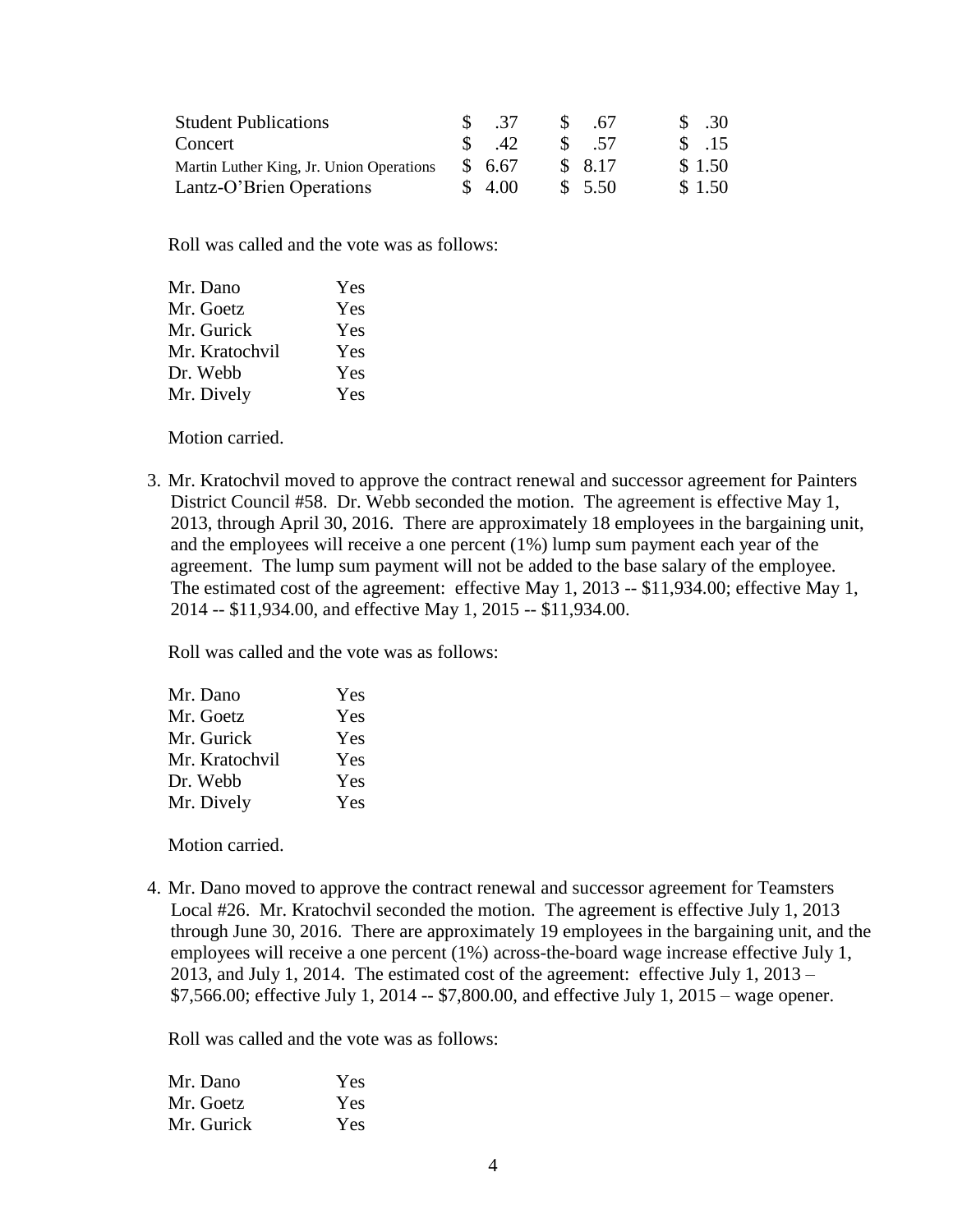| | | | |
|---|---|---|---|
| Student Publications | $ .37 | $ .67 | $ .30 |
| Concert | $ .42 | $ .57 | $ .15 |
| Martin Luther King, Jr. Union Operations | $ 6.67 | $ 8.17 | $ 1.50 |
| Lantz-O'Brien Operations | $ 4.00 | $ 5.50 | $ 1.50 |

Roll was called and the vote was as follows:

| | |
|---|---|
| Mr. Dano | Yes |
| Mr. Goetz | Yes |
| Mr. Gurick | Yes |
| Mr. Kratochvil | Yes |
| Dr. Webb | Yes |
| Mr. Dively | Yes |

Motion carried.

3. Mr. Kratochvil moved to approve the contract renewal and successor agreement for Painters District Council #58. Dr. Webb seconded the motion. The agreement is effective May 1, 2013, through April 30, 2016. There are approximately 18 employees in the bargaining unit, and the employees will receive a one percent (1%) lump sum payment each year of the agreement. The lump sum payment will not be added to the base salary of the employee. The estimated cost of the agreement: effective May 1, 2013 -- $11,934.00; effective May 1, 2014 -- $11,934.00, and effective May 1, 2015 -- $11,934.00.

   Roll was called and the vote was as follows:

   | | |
   |---|---|
   | Mr. Dano | Yes |
   | Mr. Goetz | Yes |
   | Mr. Gurick | Yes |
   | Mr. Kratochvil | Yes |
   | Dr. Webb | Yes |
   | Mr. Dively | Yes |

   Motion carried.

4. Mr. Dano moved to approve the contract renewal and successor agreement for Teamsters Local #26. Mr. Kratochvil seconded the motion. The agreement is effective July 1, 2013 through June 30, 2016. There are approximately 19 employees in the bargaining unit, and the employees will receive a one percent (1%) across-the-board wage increase effective July 1, 2013, and July 1, 2014. The estimated cost of the agreement: effective July 1, 2013 – $7,566.00; effective July 1, 2014 -- $7,800.00, and effective July 1, 2015 – wage opener.

   Roll was called and the vote was as follows:

   | | |
   |---|---|
   | Mr. Dano | Yes |
   | Mr. Goetz | Yes |
   | Mr. Gurick | Yes |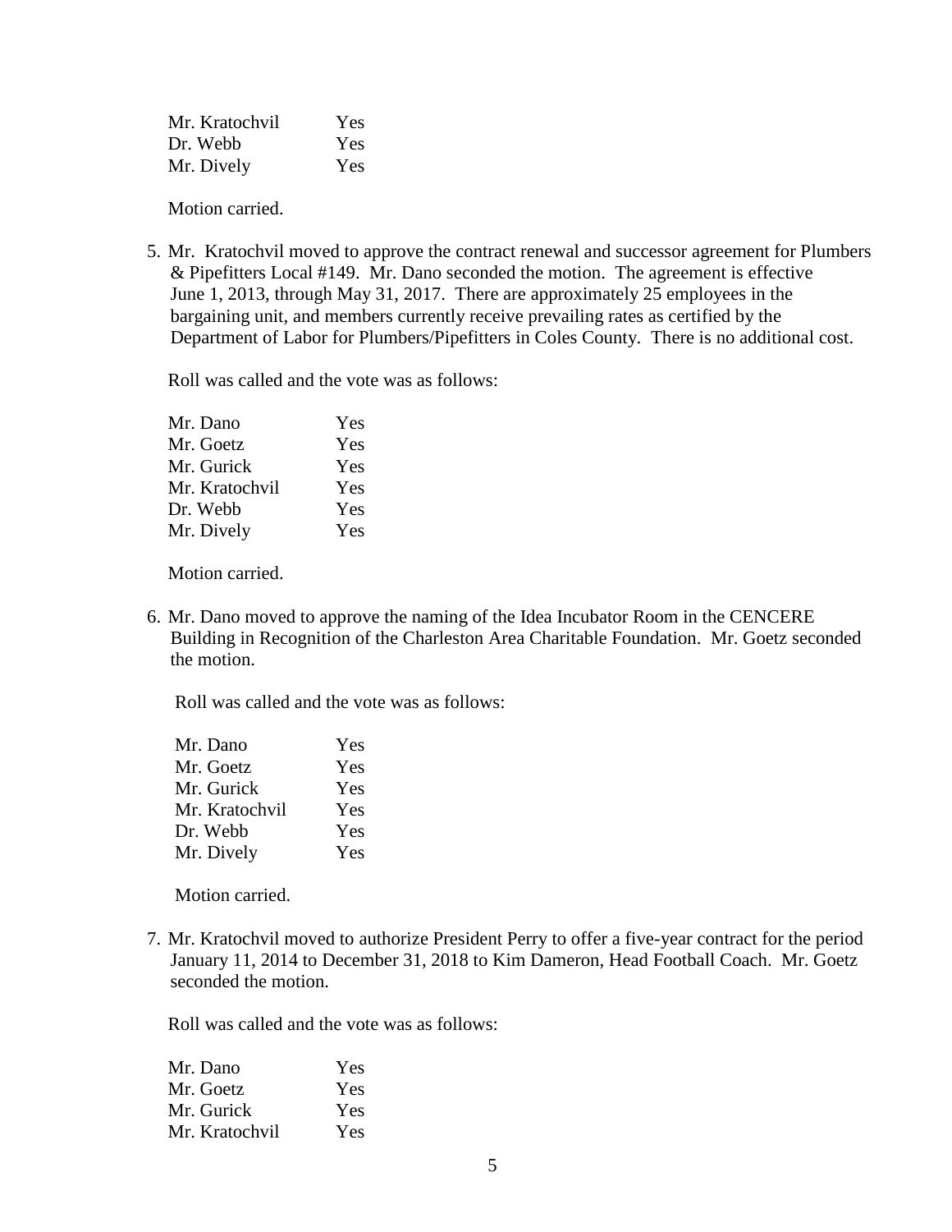| | |
|---|---|
| Mr. Kratochvil | Yes |
| Dr. Webb | Yes |
| Mr. Dively | Yes |

Motion carried.

5. Mr. Kratochvil moved to approve the contract renewal and successor agreement for Plumbers & Pipefitters Local #149. Mr. Dano seconded the motion. The agreement is effective June 1, 2013, through May 31, 2017. There are approximately 25 employees in the bargaining unit, and members currently receive prevailing rates as certified by the Department of Labor for Plumbers/Pipefitters in Coles County. There is no additional cost.

   Roll was called and the vote was as follows:

   | | |
   |---|---|
   | Mr. Dano | Yes |
   | Mr. Goetz | Yes |
   | Mr. Gurick | Yes |
   | Mr. Kratochvil | Yes |
   | Dr. Webb | Yes |
   | Mr. Dively | Yes |

   Motion carried.

6. Mr. Dano moved to approve the naming of the Idea Incubator Room in the CENCERE Building in Recognition of the Charleston Area Charitable Foundation. Mr. Goetz seconded the motion.

   Roll was called and the vote was as follows:

   | | |
   |---|---|
   | Mr. Dano | Yes |
   | Mr. Goetz | Yes |
   | Mr. Gurick | Yes |
   | Mr. Kratochvil | Yes |
   | Dr. Webb | Yes |
   | Mr. Dively | Yes |

   Motion carried.

7. Mr. Kratochvil moved to authorize President Perry to offer a five-year contract for the period January 11, 2014 to December 31, 2018 to Kim Dameron, Head Football Coach. Mr. Goetz seconded the motion.

   Roll was called and the vote was as follows:

   | | |
   |---|---|
   | Mr. Dano | Yes |
   | Mr. Goetz | Yes |
   | Mr. Gurick | Yes |
   | Mr. Kratochvil | Yes |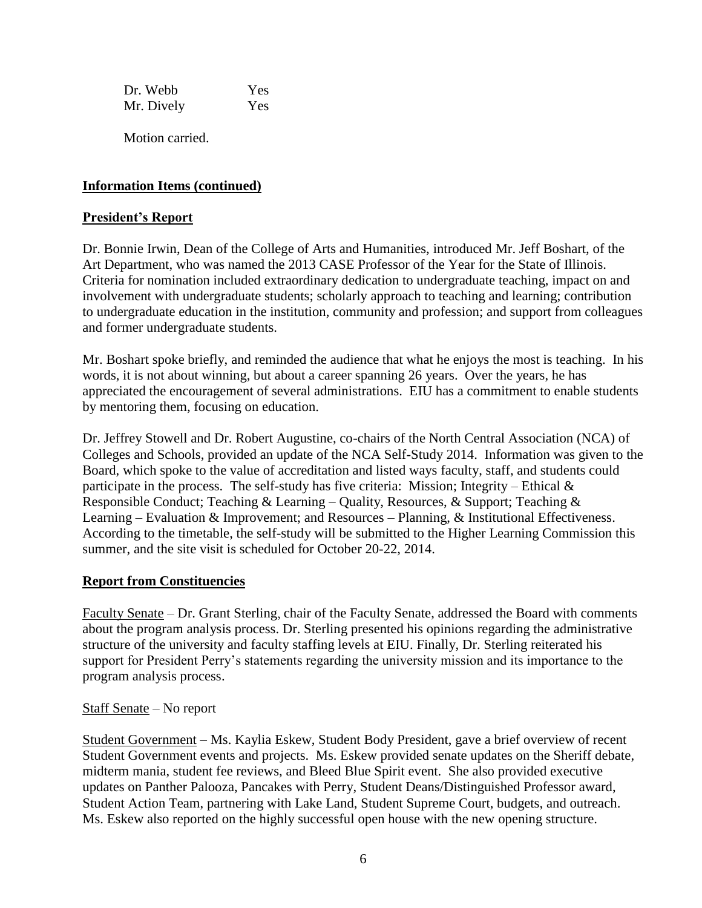| | |
|---|---|
| Dr. Webb | Yes |
| Mr. Dively | Yes |

Motion carried.

**Information Items (continued)**

**President's Report**

Dr. Bonnie Irwin, Dean of the College of Arts and Humanities, introduced Mr. Jeff Boshart, of the Art Department, who was named the 2013 CASE Professor of the Year for the State of Illinois. Criteria for nomination included extraordinary dedication to undergraduate teaching, impact on and involvement with undergraduate students; scholarly approach to teaching and learning; contribution to undergraduate education in the institution, community and profession; and support from colleagues and former undergraduate students.

Mr. Boshart spoke briefly, and reminded the audience that what he enjoys the most is teaching. In his words, it is not about winning, but about a career spanning 26 years. Over the years, he has appreciated the encouragement of several administrations. EIU has a commitment to enable students by mentoring them, focusing on education.

Dr. Jeffrey Stowell and Dr. Robert Augustine, co-chairs of the North Central Association (NCA) of Colleges and Schools, provided an update of the NCA Self-Study 2014. Information was given to the Board, which spoke to the value of accreditation and listed ways faculty, staff, and students could participate in the process. The self-study has five criteria: Mission; Integrity – Ethical & Responsible Conduct; Teaching & Learning – Quality, Resources, & Support; Teaching & Learning – Evaluation & Improvement; and Resources – Planning, & Institutional Effectiveness. According to the timetable, the self-study will be submitted to the Higher Learning Commission this summer, and the site visit is scheduled for October 20-22, 2014.

**Report from Constituencies**

Faculty Senate – Dr. Grant Sterling, chair of the Faculty Senate, addressed the Board with comments about the program analysis process. Dr. Sterling presented his opinions regarding the administrative structure of the university and faculty staffing levels at EIU. Finally, Dr. Sterling reiterated his support for President Perry's statements regarding the university mission and its importance to the program analysis process.

Staff Senate – No report

Student Government – Ms. Kaylia Eskew, Student Body President, gave a brief overview of recent Student Government events and projects. Ms. Eskew provided senate updates on the Sheriff debate, midterm mania, student fee reviews, and Bleed Blue Spirit event. She also provided executive updates on Panther Palooza, Pancakes with Perry, Student Deans/Distinguished Professor award, Student Action Team, partnering with Lake Land, Student Supreme Court, budgets, and outreach. Ms. Eskew also reported on the highly successful open house with the new opening structure.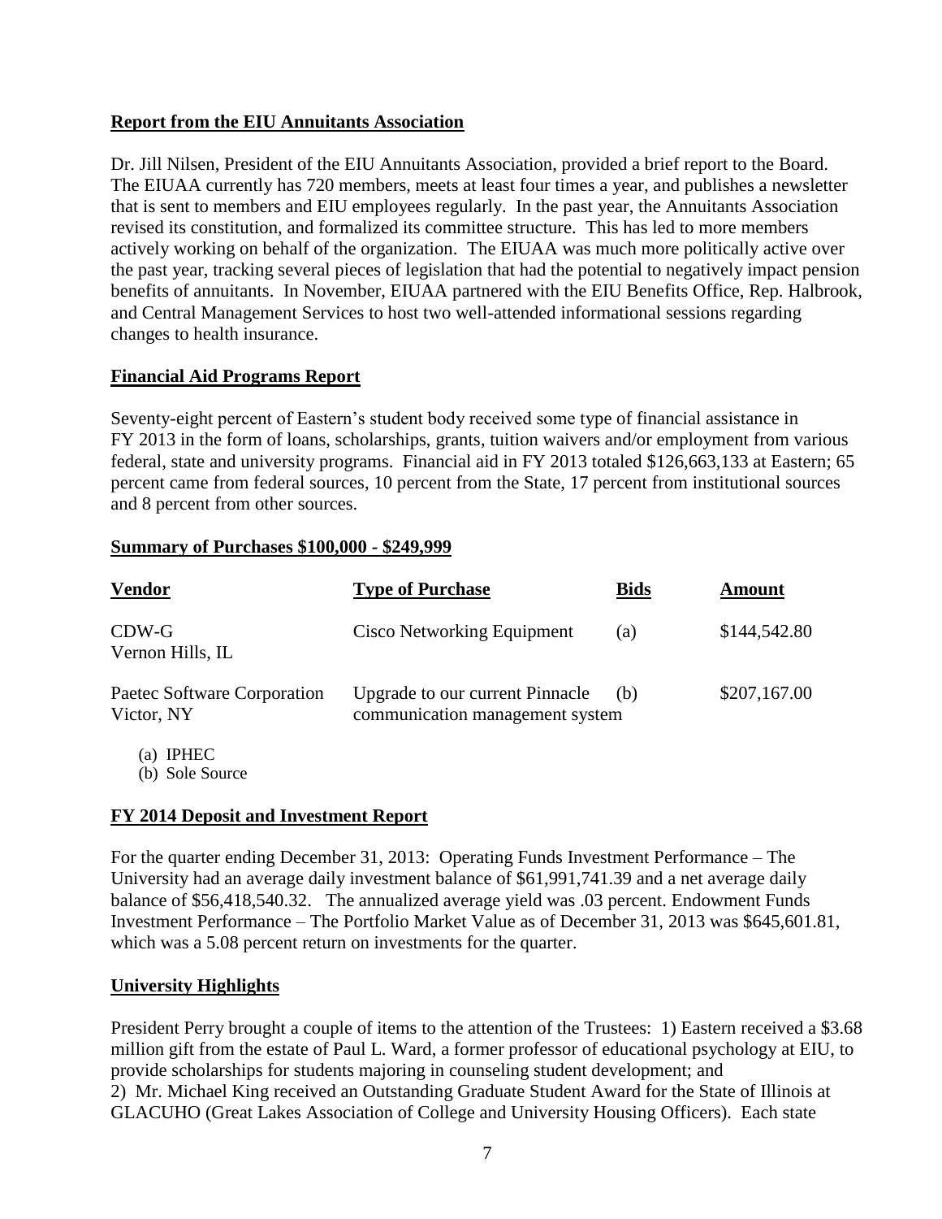## Report from the EIU Annuitants Association

Dr. Jill Nilsen, President of the EIU Annuitants Association, provided a brief report to the Board. The EIUAA currently has 720 members, meets at least four times a year, and publishes a newsletter that is sent to members and EIU employees regularly. In the past year, the Annuitants Association revised its constitution, and formalized its committee structure. This has led to more members actively working on behalf of the organization. The EIUAA was much more politically active over the past year, tracking several pieces of legislation that had the potential to negatively impact pension benefits of annuitants. In November, EIUAA partnered with the EIU Benefits Office, Rep. Halbrook, and Central Management Services to host two well-attended informational sessions regarding changes to health insurance.

## Financial Aid Programs Report

Seventy-eight percent of Eastern's student body received some type of financial assistance in FY 2013 in the form of loans, scholarships, grants, tuition waivers and/or employment from various federal, state and university programs. Financial aid in FY 2013 totaled $126,663,133 at Eastern; 65 percent came from federal sources, 10 percent from the State, 17 percent from institutional sources and 8 percent from other sources.

## Summary of Purchases $100,000 - $249,999

| Vendor | Type of Purchase | Bids | Amount |
|---|---|---|---|
| CDW-G<br>Vernon Hills, IL | Cisco Networking Equipment | (a) | $144,542.80 |
| Paetec Software Corporation<br>Victor, NY | Upgrade to our current Pinnacle communication management system | (b) | $207,167.00 |

(a) IPHEC
(b) Sole Source

## FY 2014 Deposit and Investment Report

For the quarter ending December 31, 2013: Operating Funds Investment Performance – The University had an average daily investment balance of $61,991,741.39 and a net average daily balance of $56,418,540.32. The annualized average yield was .03 percent. Endowment Funds Investment Performance – The Portfolio Market Value as of December 31, 2013 was $645,601.81, which was a 5.08 percent return on investments for the quarter.

## University Highlights

President Perry brought a couple of items to the attention of the Trustees: 1) Eastern received a $3.68 million gift from the estate of Paul L. Ward, a former professor of educational psychology at EIU, to provide scholarships for students majoring in counseling student development; and
2) Mr. Michael King received an Outstanding Graduate Student Award for the State of Illinois at GLACUHO (Great Lakes Association of College and University Housing Officers). Each state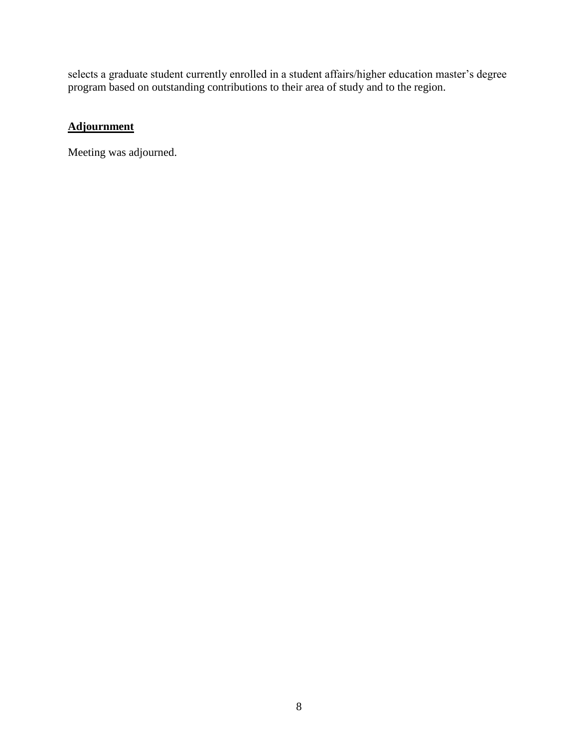selects a graduate student currently enrolled in a student affairs/higher education master's degree program based on outstanding contributions to their area of study and to the region.

## **Adjournment**

Meeting was adjourned.